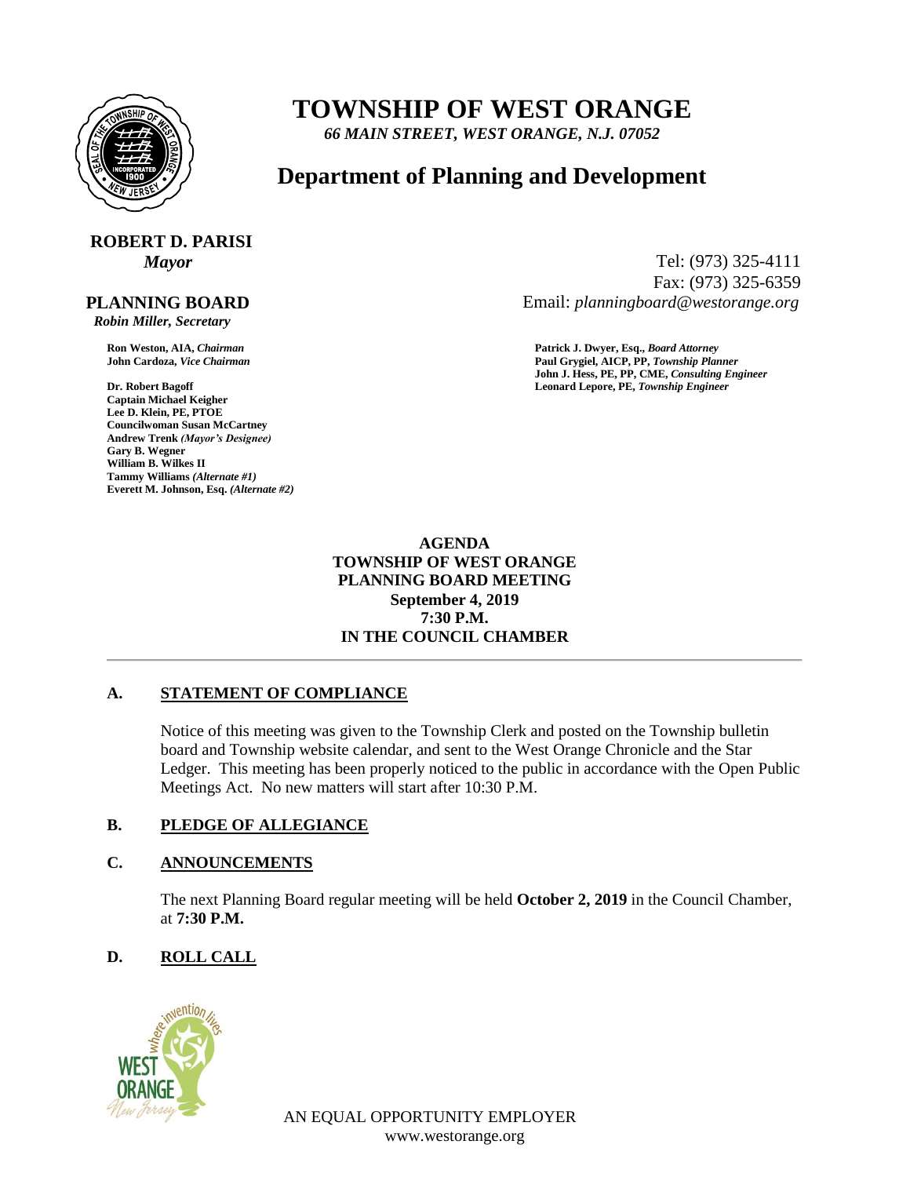# TOWNSHIP OF WEST ORANGE

*66 MAIN STREET, WEST ORANGE, N.J. 07052*

## Department of Planning and Development

**ROBERT D. PARISI**
*Mayor*

Tel: (973) 325-4111
Fax: (973) 325-6359
Email: *planningboard@westorange.org*

**PLANNING BOARD**
*Robin Miller, Secretary*

**Ron Weston, AIA,** ***Chairman***
**John Cardoza,** ***Vice Chairman***

**Dr. Robert Bagoff**
**Captain Michael Keigher**
**Lee D. Klein, PE, PTOE**
**Councilwoman Susan McCartney**
**Andrew Trenk** ***(Mayor's Designee)***
**Gary B. Wegner**
**William B. Wilkes II**
**Tammy Williams** ***(Alternate #1)***
**Everett M. Johnson, Esq.** ***(Alternate #2)***

**Patrick J. Dwyer, Esq.,** ***Board Attorney***
**Paul Grygiel, AICP, PP,** ***Township Planner***
**John J. Hess, PE, PP, CME,** ***Consulting Engineer***
**Leonard Lepore, PE,** ***Township Engineer***

**AGENDA**
**TOWNSHIP OF WEST ORANGE**
**PLANNING BOARD MEETING**
**September 4, 2019**
**7:30 P.M.**
**IN THE COUNCIL CHAMBER**

---

**A. STATEMENT OF COMPLIANCE**

Notice of this meeting was given to the Township Clerk and posted on the Township bulletin board and Township website calendar, and sent to the West Orange Chronicle and the Star Ledger. This meeting has been properly noticed to the public in accordance with the Open Public Meetings Act. No new matters will start after 10:30 P.M.

**B. PLEDGE OF ALLEGIANCE**

**C. ANNOUNCEMENTS**

The next Planning Board regular meeting will be held **October 2, 2019** in the Council Chamber, at **7:30 P.M.**

**D. ROLL CALL**

AN EQUAL OPPORTUNITY EMPLOYER
www.westorange.org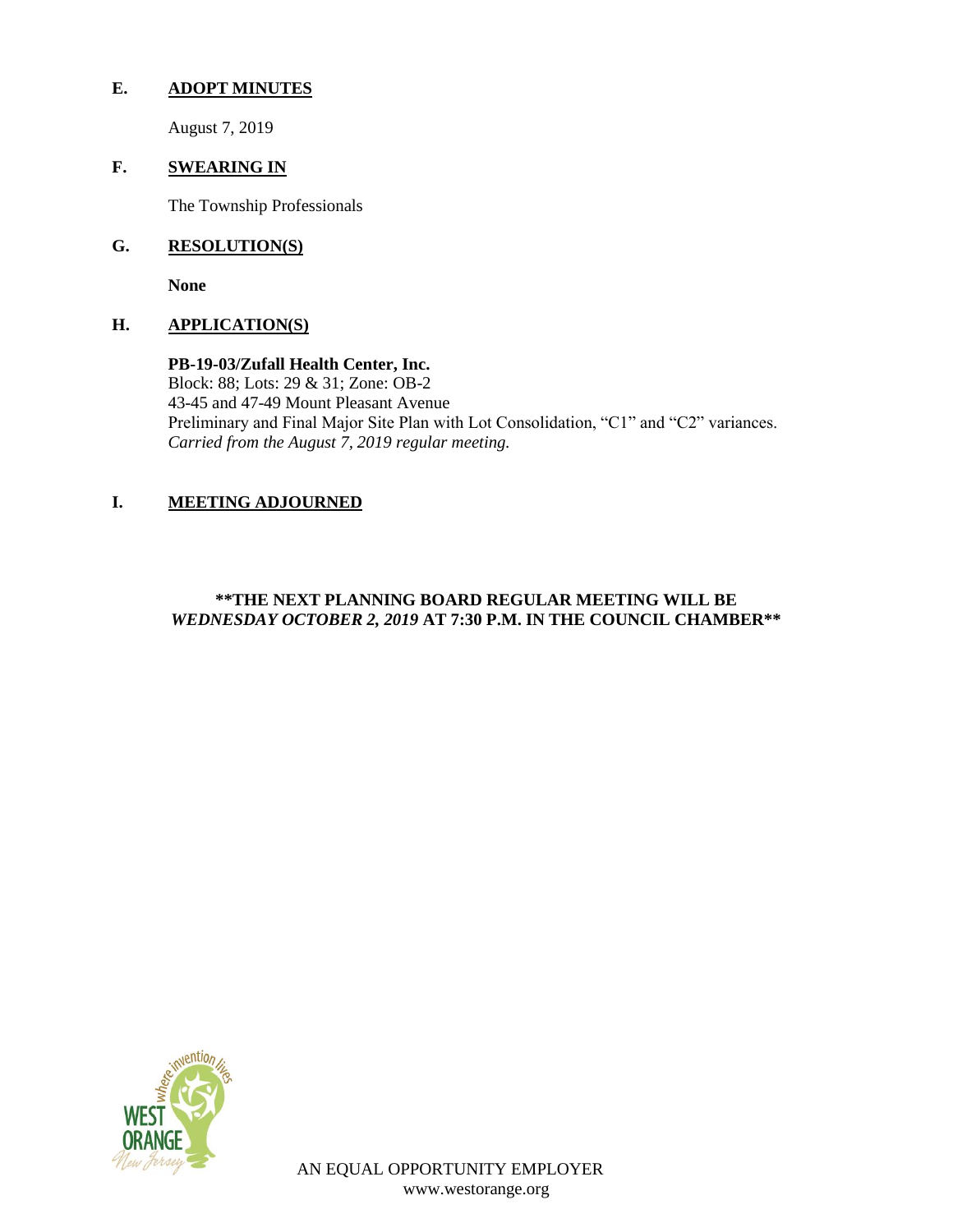## E. ADOPT MINUTES

August 7, 2019

## F. SWEARING IN

The Township Professionals

## G. RESOLUTION(S)

**None**

## H. APPLICATION(S)

**PB-19-03/Zufall Health Center, Inc.**
Block: 88; Lots: 29 & 31; Zone: OB-2
43-45 and 47-49 Mount Pleasant Avenue
Preliminary and Final Major Site Plan with Lot Consolidation, "C1" and "C2" variances.
*Carried from the August 7, 2019 regular meeting.*

## I. MEETING ADJOURNED

**\*\*THE NEXT PLANNING BOARD REGULAR MEETING WILL BE *WEDNESDAY OCTOBER 2, 2019* AT 7:30 P.M. IN THE COUNCIL CHAMBER\*\***

AN EQUAL OPPORTUNITY EMPLOYER
www.westorange.org